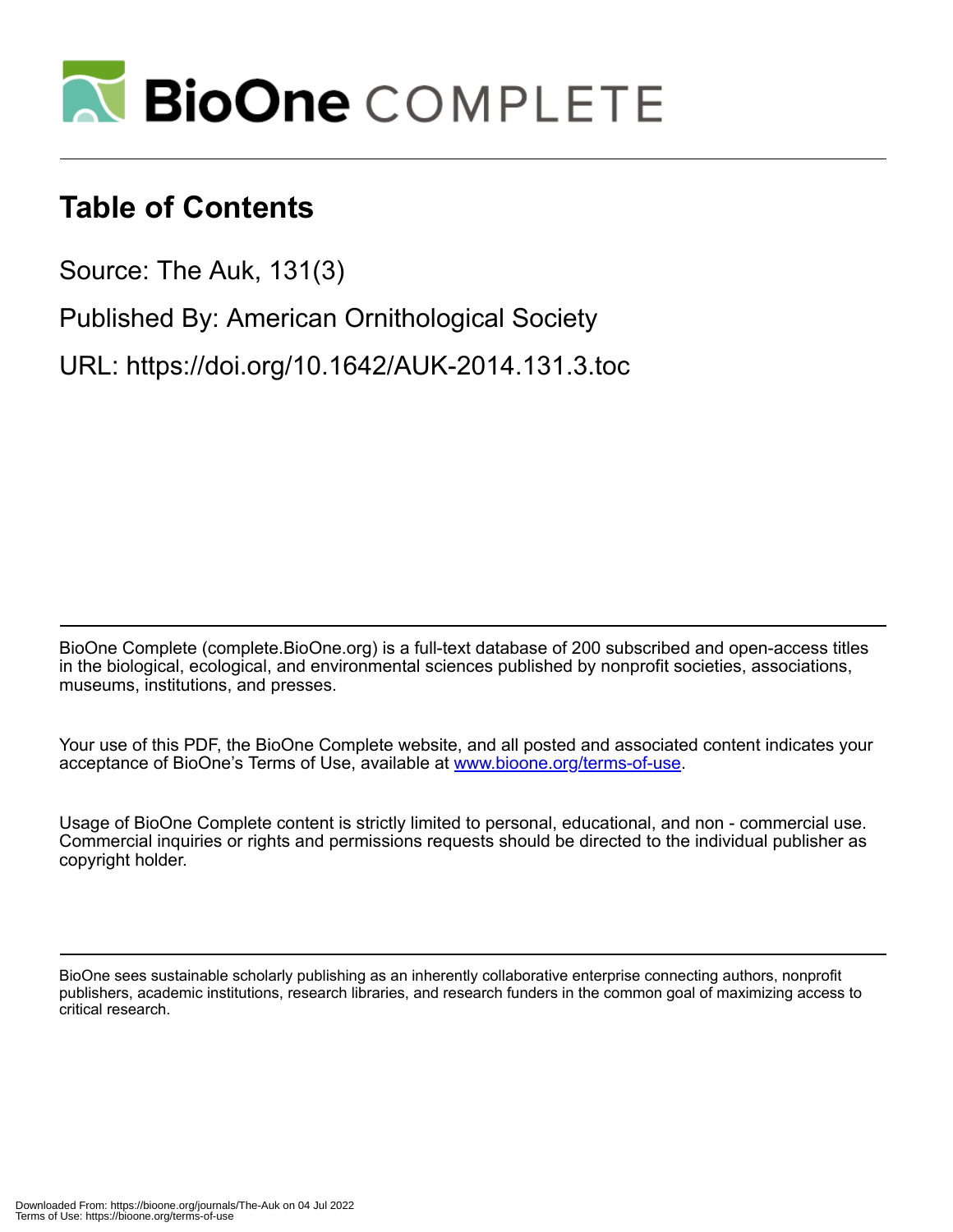# BioOne COMPLETE

## Table of Contents

Source: The Auk, 131(3)

Published By: American Ornithological Society

URL: https://doi.org/10.1642/AUK-2014.131.3.toc

BioOne Complete (complete.BioOne.org) is a full-text database of 200 subscribed and open-access titles in the biological, ecological, and environmental sciences published by nonprofit societies, associations, museums, institutions, and presses.

Your use of this PDF, the BioOne Complete website, and all posted and associated content indicates your acceptance of BioOne's Terms of Use, available at www.bioone.org/terms-of-use.

Usage of BioOne Complete content is strictly limited to personal, educational, and non - commercial use. Commercial inquiries or rights and permissions requests should be directed to the individual publisher as copyright holder.

BioOne sees sustainable scholarly publishing as an inherently collaborative enterprise connecting authors, nonprofit publishers, academic institutions, research libraries, and research funders in the common goal of maximizing access to critical research.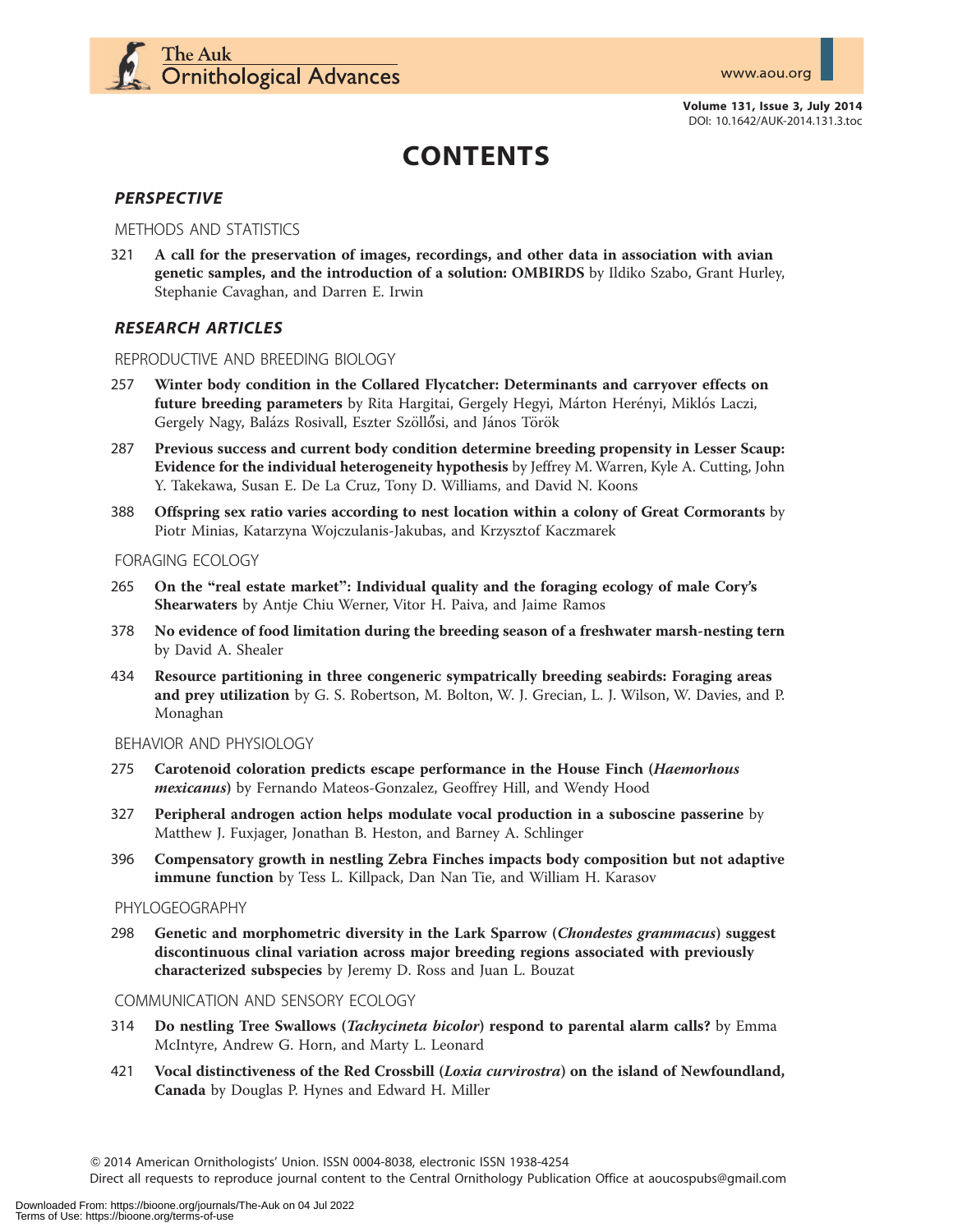# CONTENTS

## *PERSPECTIVE*

### METHODS AND STATISTICS

321 **A call for the preservation of images, recordings, and other data in association with avian genetic samples, and the introduction of a solution: OMBIRDS** by Ildiko Szabo, Grant Hurley, Stephanie Cavaghan, and Darren E. Irwin

## *RESEARCH ARTICLES*

### REPRODUCTIVE AND BREEDING BIOLOGY

257 **Winter body condition in the Collared Flycatcher: Determinants and carryover effects on future breeding parameters** by Rita Hargitai, Gergely Hegyi, Márton Herényi, Miklós Laczi, Gergely Nagy, Balázs Rosivall, Eszter Szöllősi, and János Török

287 **Previous success and current body condition determine breeding propensity in Lesser Scaup: Evidence for the individual heterogeneity hypothesis** by Jeffrey M. Warren, Kyle A. Cutting, John Y. Takekawa, Susan E. De La Cruz, Tony D. Williams, and David N. Koons

388 **Offspring sex ratio varies according to nest location within a colony of Great Cormorants** by Piotr Minias, Katarzyna Wojczulanis-Jakubas, and Krzysztof Kaczmarek

### FORAGING ECOLOGY

265 **On the "real estate market": Individual quality and the foraging ecology of male Cory's Shearwaters** by Antje Chiu Werner, Vitor H. Paiva, and Jaime Ramos

378 **No evidence of food limitation during the breeding season of a freshwater marsh-nesting tern** by David A. Shealer

434 **Resource partitioning in three congeneric sympatrically breeding seabirds: Foraging areas and prey utilization** by G. S. Robertson, M. Bolton, W. J. Grecian, L. J. Wilson, W. Davies, and P. Monaghan

### BEHAVIOR AND PHYSIOLOGY

275 **Carotenoid coloration predicts escape performance in the House Finch (*Haemorhous mexicanus*)** by Fernando Mateos-Gonzalez, Geoffrey Hill, and Wendy Hood

327 **Peripheral androgen action helps modulate vocal production in a suboscine passerine** by Matthew J. Fuxjager, Jonathan B. Heston, and Barney A. Schlinger

396 **Compensatory growth in nestling Zebra Finches impacts body composition but not adaptive immune function** by Tess L. Killpack, Dan Nan Tie, and William H. Karasov

### PHYLOGEOGRAPHY

298 **Genetic and morphometric diversity in the Lark Sparrow (*Chondestes grammacus*) suggest discontinuous clinal variation across major breeding regions associated with previously characterized subspecies** by Jeremy D. Ross and Juan L. Bouzat

### COMMUNICATION AND SENSORY ECOLOGY

314 **Do nestling Tree Swallows (*Tachycineta bicolor*) respond to parental alarm calls?** by Emma McIntyre, Andrew G. Horn, and Marty L. Leonard

421 **Vocal distinctiveness of the Red Crossbill (*Loxia curvirostra*) on the island of Newfoundland, Canada** by Douglas P. Hynes and Edward H. Miller

© 2014 American Ornithologists' Union. ISSN 0004-8038, electronic ISSN 1938-4254
Direct all requests to reproduce journal content to the Central Ornithology Publication Office at aoucospubs@gmail.com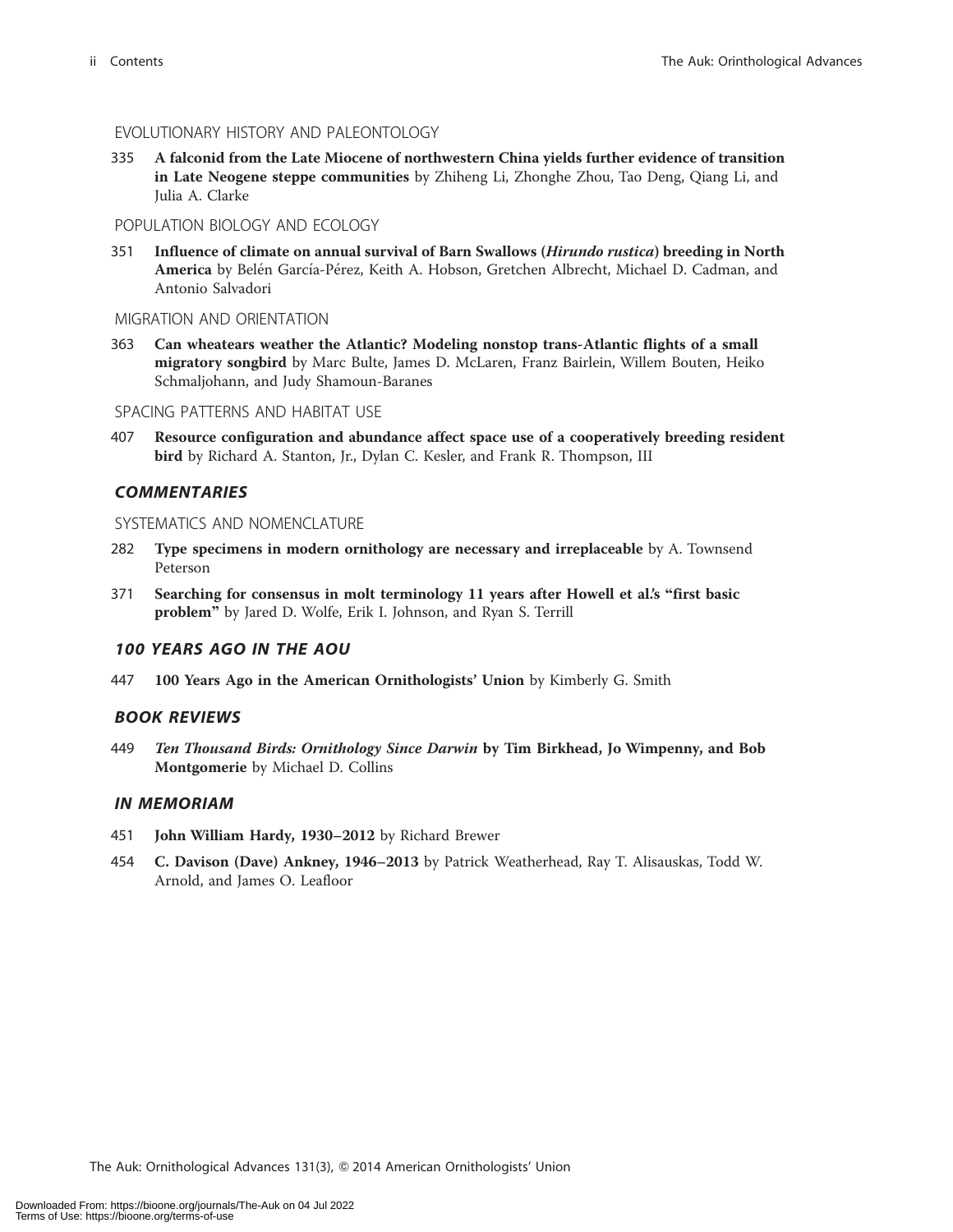EVOLUTIONARY HISTORY AND PALEONTOLOGY

335 **A falconid from the Late Miocene of northwestern China yields further evidence of transition in Late Neogene steppe communities** by Zhiheng Li, Zhonghe Zhou, Tao Deng, Qiang Li, and Julia A. Clarke

POPULATION BIOLOGY AND ECOLOGY

351 **Influence of climate on annual survival of Barn Swallows (*Hirundo rustica*) breeding in North America** by Belén García-Pérez, Keith A. Hobson, Gretchen Albrecht, Michael D. Cadman, and Antonio Salvadori

MIGRATION AND ORIENTATION

363 **Can wheatears weather the Atlantic? Modeling nonstop trans-Atlantic flights of a small migratory songbird** by Marc Bulte, James D. McLaren, Franz Bairlein, Willem Bouten, Heiko Schmaljohann, and Judy Shamoun-Baranes

SPACING PATTERNS AND HABITAT USE

407 **Resource configuration and abundance affect space use of a cooperatively breeding resident bird** by Richard A. Stanton, Jr., Dylan C. Kesler, and Frank R. Thompson, III

## *COMMENTARIES*

SYSTEMATICS AND NOMENCLATURE

282 **Type specimens in modern ornithology are necessary and irreplaceable** by A. Townsend Peterson

371 **Searching for consensus in molt terminology 11 years after Howell et al.'s "first basic problem"** by Jared D. Wolfe, Erik I. Johnson, and Ryan S. Terrill

## *100 YEARS AGO IN THE AOU*

447 **100 Years Ago in the American Ornithologists' Union** by Kimberly G. Smith

## *BOOK REVIEWS*

449 ***Ten Thousand Birds: Ornithology Since Darwin* by Tim Birkhead, Jo Wimpenny, and Bob Montgomerie** by Michael D. Collins

## *IN MEMORIAM*

451 **John William Hardy, 1930–2012** by Richard Brewer

454 **C. Davison (Dave) Ankney, 1946–2013** by Patrick Weatherhead, Ray T. Alisauskas, Todd W. Arnold, and James O. Leafloor